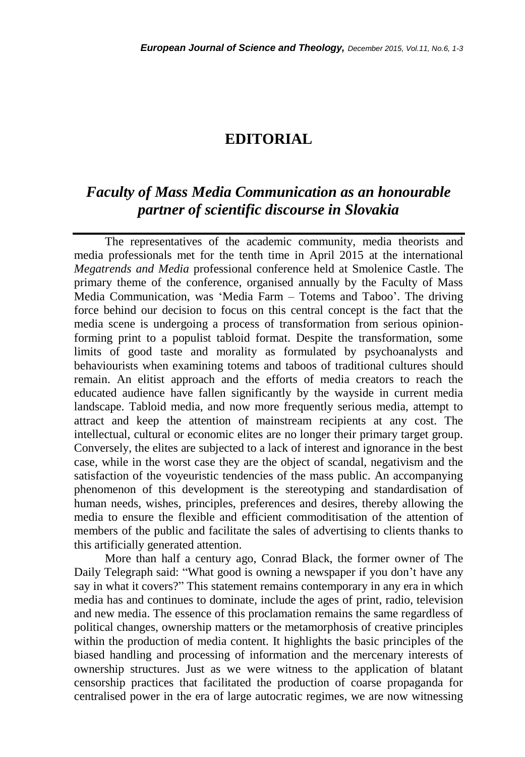# EDITORIAL

## *Faculty of Mass Media Communication as an honourable partner of scientific discourse in Slovakia*

The representatives of the academic community, media theorists and media professionals met for the tenth time in April 2015 at the international *Megatrends and Media* professional conference held at Smolenice Castle. The primary theme of the conference, organised annually by the Faculty of Mass Media Communication, was 'Media Farm – Totems and Taboo'. The driving force behind our decision to focus on this central concept is the fact that the media scene is undergoing a process of transformation from serious opinion-forming print to a populist tabloid format. Despite the transformation, some limits of good taste and morality as formulated by psychoanalysts and behaviourists when examining totems and taboos of traditional cultures should remain. An elitist approach and the efforts of media creators to reach the educated audience have fallen significantly by the wayside in current media landscape. Tabloid media, and now more frequently serious media, attempt to attract and keep the attention of mainstream recipients at any cost. The intellectual, cultural or economic elites are no longer their primary target group. Conversely, the elites are subjected to a lack of interest and ignorance in the best case, while in the worst case they are the object of scandal, negativism and the satisfaction of the voyeuristic tendencies of the mass public. An accompanying phenomenon of this development is the stereotyping and standardisation of human needs, wishes, principles, preferences and desires, thereby allowing the media to ensure the flexible and efficient commoditisation of the attention of members of the public and facilitate the sales of advertising to clients thanks to this artificially generated attention.

More than half a century ago, Conrad Black, the former owner of The Daily Telegraph said: "What good is owning a newspaper if you don't have any say in what it covers?" This statement remains contemporary in any era in which media has and continues to dominate, include the ages of print, radio, television and new media. The essence of this proclamation remains the same regardless of political changes, ownership matters or the metamorphosis of creative principles within the production of media content. It highlights the basic principles of the biased handling and processing of information and the mercenary interests of ownership structures. Just as we were witness to the application of blatant censorship practices that facilitated the production of coarse propaganda for centralised power in the era of large autocratic regimes, we are now witnessing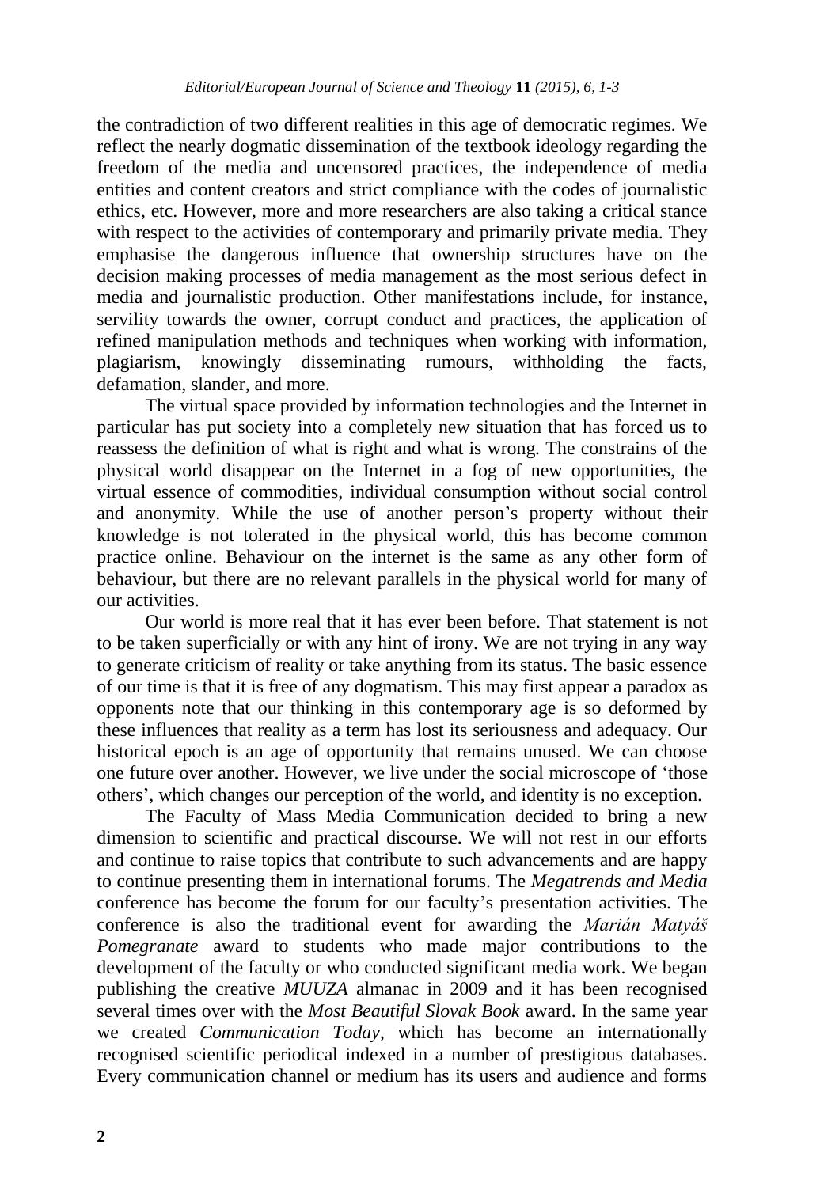the contradiction of two different realities in this age of democratic regimes. We reflect the nearly dogmatic dissemination of the textbook ideology regarding the freedom of the media and uncensored practices, the independence of media entities and content creators and strict compliance with the codes of journalistic ethics, etc. However, more and more researchers are also taking a critical stance with respect to the activities of contemporary and primarily private media. They emphasise the dangerous influence that ownership structures have on the decision making processes of media management as the most serious defect in media and journalistic production. Other manifestations include, for instance, servility towards the owner, corrupt conduct and practices, the application of refined manipulation methods and techniques when working with information, plagiarism, knowingly disseminating rumours, withholding the facts, defamation, slander, and more.

The virtual space provided by information technologies and the Internet in particular has put society into a completely new situation that has forced us to reassess the definition of what is right and what is wrong. The constrains of the physical world disappear on the Internet in a fog of new opportunities, the virtual essence of commodities, individual consumption without social control and anonymity. While the use of another person's property without their knowledge is not tolerated in the physical world, this has become common practice online. Behaviour on the internet is the same as any other form of behaviour, but there are no relevant parallels in the physical world for many of our activities.

Our world is more real that it has ever been before. That statement is not to be taken superficially or with any hint of irony. We are not trying in any way to generate criticism of reality or take anything from its status. The basic essence of our time is that it is free of any dogmatism. This may first appear a paradox as opponents note that our thinking in this contemporary age is so deformed by these influences that reality as a term has lost its seriousness and adequacy. Our historical epoch is an age of opportunity that remains unused. We can choose one future over another. However, we live under the social microscope of 'those others', which changes our perception of the world, and identity is no exception.

The Faculty of Mass Media Communication decided to bring a new dimension to scientific and practical discourse. We will not rest in our efforts and continue to raise topics that contribute to such advancements and are happy to continue presenting them in international forums. The *Megatrends and Media* conference has become the forum for our faculty's presentation activities. The conference is also the traditional event for awarding the *Marián Matyáš Pomegranate* award to students who made major contributions to the development of the faculty or who conducted significant media work. We began publishing the creative *MUUZA* almanac in 2009 and it has been recognised several times over with the *Most Beautiful Slovak Book* award. In the same year we created *Communication Today*, which has become an internationally recognised scientific periodical indexed in a number of prestigious databases. Every communication channel or medium has its users and audience and forms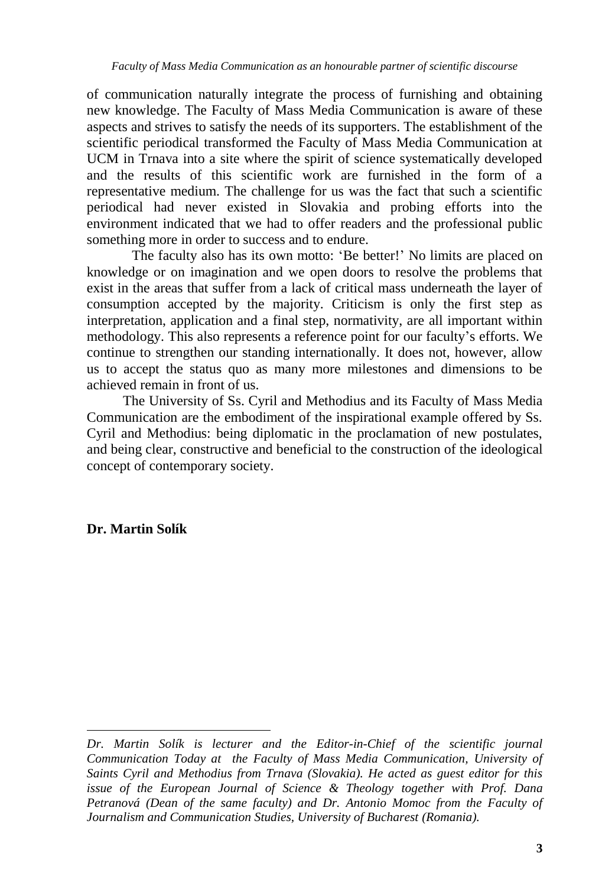of communication naturally integrate the process of furnishing and obtaining new knowledge. The Faculty of Mass Media Communication is aware of these aspects and strives to satisfy the needs of its supporters. The establishment of the scientific periodical transformed the Faculty of Mass Media Communication at UCM in Trnava into a site where the spirit of science systematically developed and the results of this scientific work are furnished in the form of a representative medium. The challenge for us was the fact that such a scientific periodical had never existed in Slovakia and probing efforts into the environment indicated that we had to offer readers and the professional public something more in order to success and to endure.

The faculty also has its own motto: 'Be better!' No limits are placed on knowledge or on imagination and we open doors to resolve the problems that exist in the areas that suffer from a lack of critical mass underneath the layer of consumption accepted by the majority. Criticism is only the first step as interpretation, application and a final step, normativity, are all important within methodology. This also represents a reference point for our faculty's efforts. We continue to strengthen our standing internationally. It does not, however, allow us to accept the status quo as many more milestones and dimensions to be achieved remain in front of us.

The University of Ss. Cyril and Methodius and its Faculty of Mass Media Communication are the embodiment of the inspirational example offered by Ss. Cyril and Methodius: being diplomatic in the proclamation of new postulates, and being clear, constructive and beneficial to the construction of the ideological concept of contemporary society.

**Dr. Martin Solík**

---

*Dr. Martin Solík is lecturer and the Editor-in-Chief of the scientific journal Communication Today at the Faculty of Mass Media Communication, University of Saints Cyril and Methodius from Trnava (Slovakia). He acted as guest editor for this issue of the European Journal of Science & Theology together with Prof. Dana Petranová (Dean of the same faculty) and Dr. Antonio Momoc from the Faculty of Journalism and Communication Studies, University of Bucharest (Romania).*